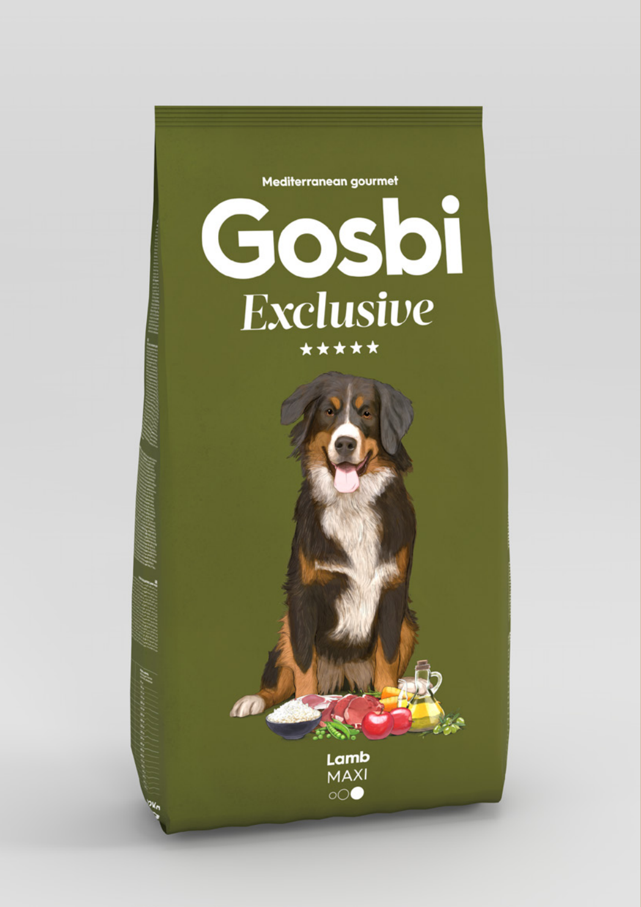Mediterranean gourmet

# Gosbi

## Exclusive

★★★★★

Lamb

MAXI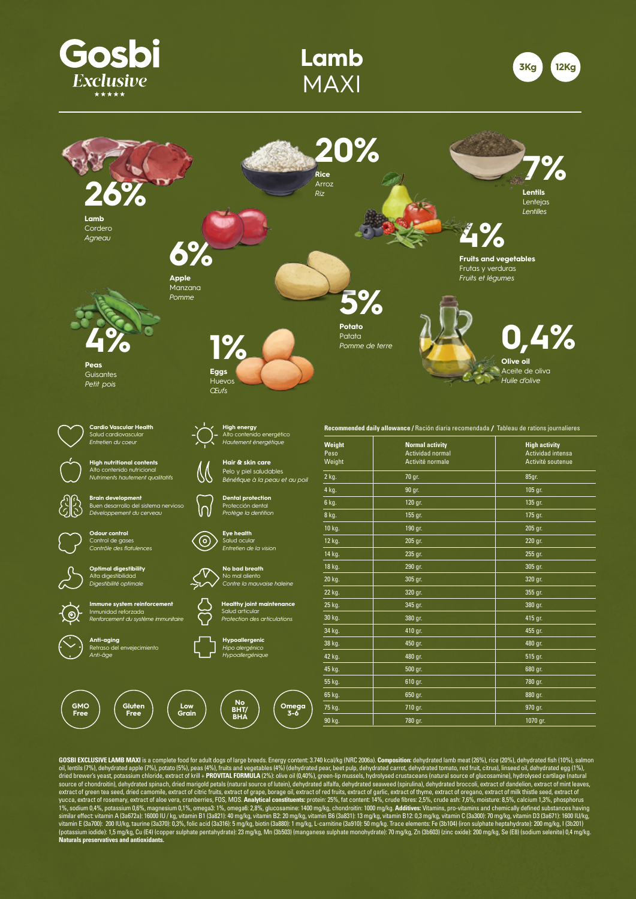# Gosbi Exclusive ★★★★★

## Lamb MAXI

3Kg 12Kg

**26%**
**Lamb**
Cordero
*Agneau*

**20%**
**Rice**
Arroz
*Riz*

**7%**
**Lentils**
Lentejas
*Lentilles*

**6%**
**Apple**
Manzana
*Pomme*

**4%**
**Fruits and vegetables**
Frutas y verduras
*Fruits et légumes*

**5%**
**Potato**
Patata
*Pomme de terre*

**4%**
**Peas**
Guisantes
*Petit pois*

**1%**
**Eggs**
Huevos
*Œufs*

**0,4%**
**Olive oil**
Aceite de oliva
*Huile d'olive*

**Cardio Vascular Health**
Salud cardiovascular
*Entretien du coeur*

**High energy**
Alto contenido energético
*Hautement énergétique*

**High nutritional contents**
Alto contenido nutricional
*Nutriments hautement qualitatifs*

**Hair & skin care**
Pelo y piel saludables
*Bénéfique à la peau et au poil*

**Brain development**
Buen desarrollo del sistema nervioso
*Développement du cerveau*

**Dental protection**
Protección dental
*Protège la dentition*

**Odour control**
Control de gases
*Contrôle des flatulences*

**Eye health**
Salud ocular
*Entretien de la vision*

**Optimal digestibility**
Alta digestibilidad
*Digestibilité optimale*

**No bad breath**
No mal aliento
*Contre la mauvaise haleine*

**Immune system reinforcement**
Inmunidad reforzada
*Renforcement du système immunitaire*

**Healthy joint maintenance**
Salud articular
*Protection des articulations*

**Anti-aging**
Retraso del envejecimiento
*Anti-âge*

**Hypoallergenic**
Hipo alergénico
*Hypoallergénique*

GMO Free · Gluten Free · Low Grain · No BHT/BHA · Omega 3-6

**Recommended daily allowance /** Ración diaria recomendada **/** Tableau de rations journalieres

| **Weight** Peso Weight | **Normal activity** Actividad normal Activité normale | **High activity** Actividad intensa Activité soutenue |
|---|---|---|
| 2 kg. | 70 gr. | 85gr. |
| 4 kg. | 90 gr. | 105 gr. |
| 6 kg. | 120 gr. | 135 gr. |
| 8 kg. | 155 gr. | 175 gr. |
| 10 kg. | 190 gr. | 205 gr. |
| 12 kg. | 205 gr. | 220 gr. |
| 14 kg. | 235 gr. | 255 gr. |
| 18 kg. | 290 gr. | 305 gr. |
| 20 kg. | 305 gr. | 320 gr. |
| 22 kg. | 320 gr. | 355 gr. |
| 25 kg. | 345 gr. | 380 gr. |
| 30 kg. | 380 gr. | 415 gr. |
| 34 kg. | 410 gr. | 455 gr. |
| 38 kg. | 450 gr. | 480 gr. |
| 42 kg. | 480 gr. | 515 gr. |
| 45 kg. | 500 gr. | 680 gr. |
| 55 kg. | 610 gr. | 780 gr. |
| 65 kg. | 650 gr. | 880 gr. |
| 75 kg. | 710 gr. | 970 gr. |
| 90 kg. | 780 gr. | 1070 gr. |

**GOSBI EXCLUSIVE LAMB MAXI** is a complete food for adult dogs of large breeds. Energy content: 3.740 kcal/kg (NRC 2006a). **Composition:** dehydrated lamb meat (26%), rice (20%), dehydrated fish (10%), salmon oil, lentils (7%), dehydrated apple (7%), potato (5%), peas (4%), fruits and vegetables (4%) (dehydrated pear, beet pulp, dehydrated carrot, dehydrated tomato, red fruit, citrus), linseed oil, dehydrated egg (1%), dried brewer's yeast, potassium chloride, extract of krill + **PROVITAL FORMULA** (2%): olive oil (0,40%), green-lip mussels, hydrolysed crustaceans (natural source of glucosamine), hydrolysed cartilage (natural source of chondroitin), dehydrated spinach, dried marigold petals (natural source of lutein), dehydrated alfalfa, dehydrated seaweed (spirulina), dehydrated broccoli, extract of dandelion, extract of mint leaves, extract of green tea seed, dried camomile, extract of citric fruits, extract of grape, borage oil, extract of red fruits, extract of garlic, extract of thyme, extract of oregano, extract of milk thistle seed, extract of yucca, extract of rosemary, extract of aloe vera, cranberries, FOS, MOS. **Analytical constituents:** protein: 25%, fat content: 14%, crude fibres: 2,5%, crude ash: 7,6%, moisture: 8,5%, calcium 1,3%, phosphorus 1%, sodium 0,4%, potassium 0,6%, magnesium 0,1%, omega3: 1%, omega6: 2,8%, glucosamine: 1400 mg/kg, chondroitin: 1000 mg/kg. **Additives:** Vitamins, pro-vitamins and chemically defined substances having similar effect: vitamin A (3a672a): 16000 IU / kg, vitamin B1 (3a821): 40 mg/kg, vitamin B2: 20 mg/kg, vitamin B6 (3a831): 13 mg/kg, vitamin B12: 0,3 mg/kg, vitamin C (3a300): 70 mg/kg, vitamin D3 (3a671): 1600 IU/kg, vitamin E (3a700): 200 IU/kg, taurine (3a370): 0,3%, folic acid (3a316): 5 mg/kg, biotin (3a880): 1 mg/kg, L-carnitine (3a910): 50 mg/kg. Trace elements: Fe (3b104) (iron sulphate heptahydrate): 200 mg/kg, I (3b201) (potassium iodide): 1,5 mg/kg, Cu (E4) (copper sulphate pentahydrate): 23 mg/kg, Mn (3b503) (manganese sulphate monohydrate): 70 mg/kg, Zn (3b603) (zinc oxide): 200 mg/kg, Se (E8) (sodium selenite) 0,4 mg/kg. **Naturals preservatives and antioxidants.**